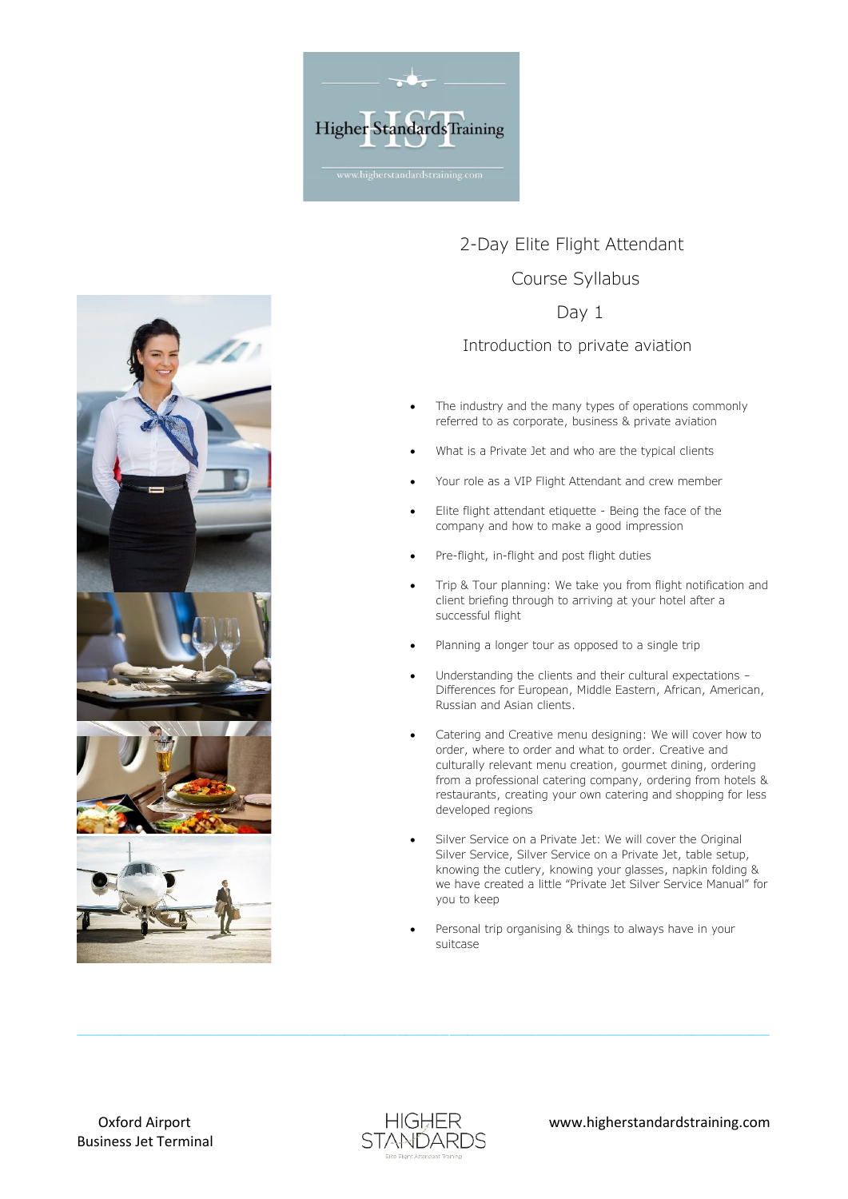# 2-Day Elite Flight Attendant

# Course Syllabus

## Day 1

### Introduction to private aviation

- The industry and the many types of operations commonly referred to as corporate, business & private aviation
- What is a Private Jet and who are the typical clients
- Your role as a VIP Flight Attendant and crew member
- Elite flight attendant etiquette - Being the face of the company and how to make a good impression
- Pre-flight, in-flight and post flight duties
- Trip & Tour planning: We take you from flight notification and client briefing through to arriving at your hotel after a successful flight
- Planning a longer tour as opposed to a single trip
- Understanding the clients and their cultural expectations – Differences for European, Middle Eastern, African, American, Russian and Asian clients.
- Catering and Creative menu designing: We will cover how to order, where to order and what to order. Creative and culturally relevant menu creation, gourmet dining, ordering from a professional catering company, ordering from hotels & restaurants, creating your own catering and shopping for less developed regions
- Silver Service on a Private Jet: We will cover the Original Silver Service, Silver Service on a Private Jet, table setup, knowing the cutlery, knowing your glasses, napkin folding & we have created a little "Private Jet Silver Service Manual" for you to keep
- Personal trip organising & things to always have in your suitcase

Oxford Airport
Business Jet Terminal

www.higherstandardstraining.com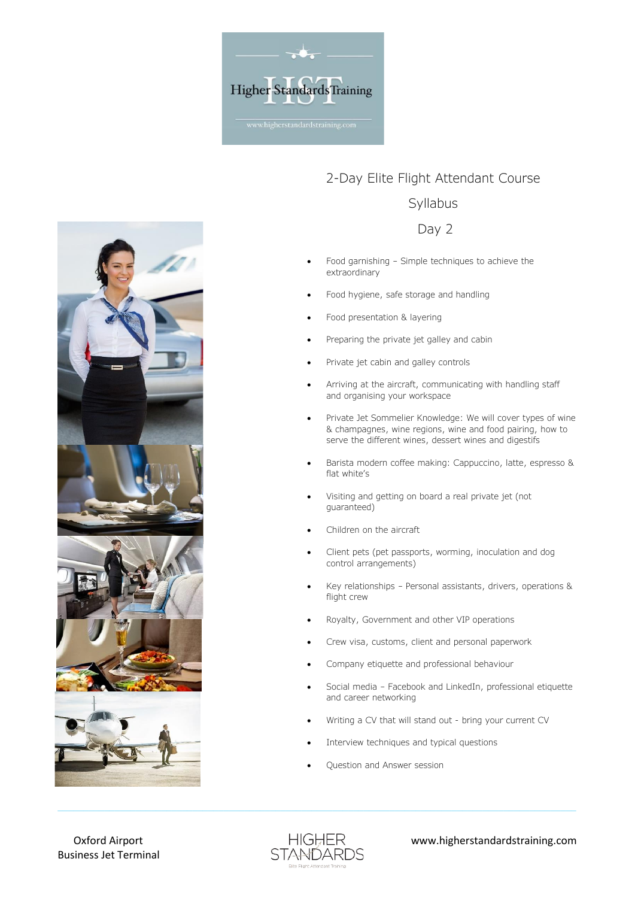Higher Standards Training

www.higherstandardstraining.com

## 2-Day Elite Flight Attendant Course

## Syllabus

## Day 2

- Food garnishing – Simple techniques to achieve the extraordinary
- Food hygiene, safe storage and handling
- Food presentation & layering
- Preparing the private jet galley and cabin
- Private jet cabin and galley controls
- Arriving at the aircraft, communicating with handling staff and organising your workspace
- Private Jet Sommelier Knowledge: We will cover types of wine & champagnes, wine regions, wine and food pairing, how to serve the different wines, dessert wines and digestifs
- Barista modern coffee making: Cappuccino, latte, espresso & flat white's
- Visiting and getting on board a real private jet (not guaranteed)
- Children on the aircraft
- Client pets (pet passports, worming, inoculation and dog control arrangements)
- Key relationships – Personal assistants, drivers, operations & flight crew
- Royalty, Government and other VIP operations
- Crew visa, customs, client and personal paperwork
- Company etiquette and professional behaviour
- Social media – Facebook and LinkedIn, professional etiquette and career networking
- Writing a CV that will stand out - bring your current CV
- Interview techniques and typical questions
- Question and Answer session

Oxford Airport
Business Jet Terminal

HIGHER STANDARDS
Elite Flight Attendant Training

www.higherstandardstraining.com